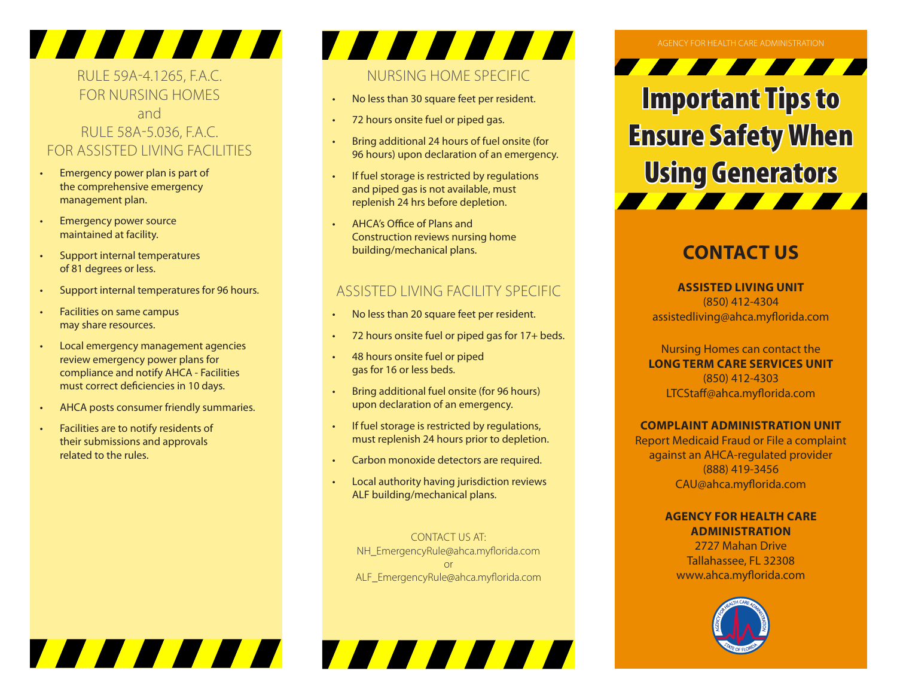## RULE 59A-4.1265, F.A.C. FOR NURSING HOMES and RULE 58A-5.036, F.A.C. FOR ASSISTED LIVING FACILITIES

- Emergency power plan is part of the comprehensive emergency management plan.
- Emergency power source maintained at facility.
- Support internal temperatures of 81 degrees or less.
- Support internal temperatures for 96 hours.
- Facilities on same campus may share resources.
- Local emergency management agencies review emergency power plans for compliance and notify AHCA - Facilities must correct deficiencies in 10 days.
- AHCA posts consumer friendly summaries.
- Facilities are to notify residents of their submissions and approvals related to the rules.

## NURSING HOME SPECIFIC

- No less than 30 square feet per resident.
- 72 hours onsite fuel or piped gas.
- Bring additional 24 hours of fuel onsite (for 96 hours) upon declaration of an emergency.
- If fuel storage is restricted by regulations and piped gas is not available, must replenish 24 hrs before depletion.
- AHCA's Office of Plans and Construction reviews nursing home building/mechanical plans.

## ASSISTED LIVING FACILITY SPECIFIC

- No less than 20 square feet per resident.
- 72 hours onsite fuel or piped gas for 17+ beds.
- 48 hours onsite fuel or piped gas for 16 or less beds.
- Bring additional fuel onsite (for 96 hours) upon declaration of an emergency.
- If fuel storage is restricted by regulations, must replenish 24 hours prior to depletion.
- Carbon monoxide detectors are required.
- Local authority having jurisdiction reviews ALF building/mechanical plans.

CONTACT US AT:
NH_EmergencyRule@ahca.myflorida.com
or
ALF_EmergencyRule@ahca.myflorida.com

AGENCY FOR HEALTH CARE ADMINISTRATION

# Important Tips to Ensure Safety When Using Generators

## CONTACT US

**ASSISTED LIVING UNIT**
(850) 412-4304
assistedliving@ahca.myflorida.com

Nursing Homes can contact the
**LONG TERM CARE SERVICES UNIT**
(850) 412-4303
LTCStaff@ahca.myflorida.com

**COMPLAINT ADMINISTRATION UNIT**
Report Medicaid Fraud or File a complaint against an AHCA-regulated provider
(888) 419-3456
CAU@ahca.myflorida.com

**AGENCY FOR HEALTH CARE ADMINISTRATION**
2727 Mahan Drive
Tallahassee, FL 32308
www.ahca.myflorida.com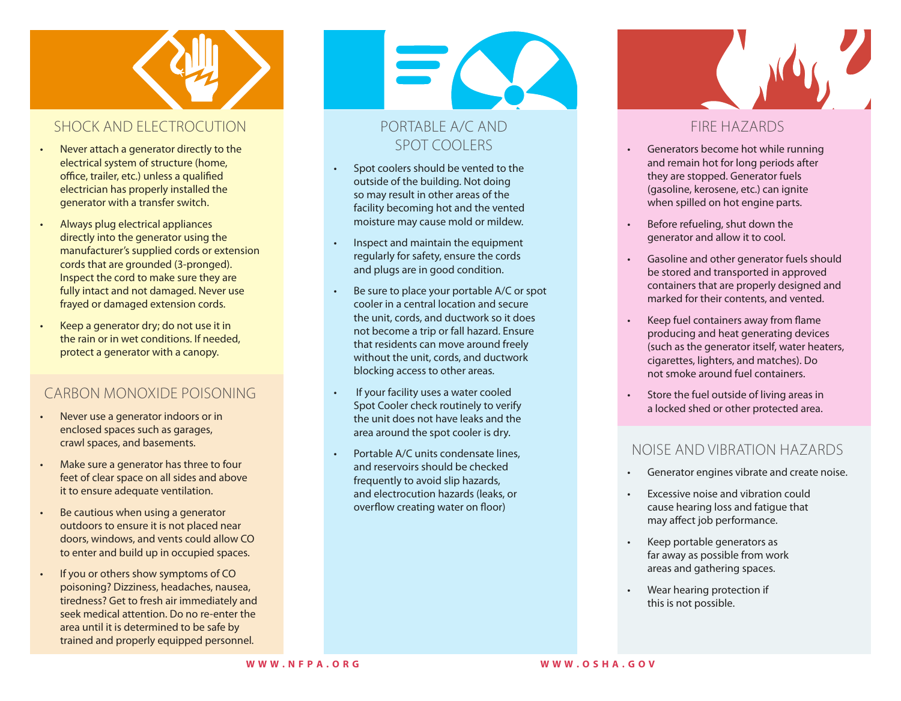## SHOCK AND ELECTROCUTION

- Never attach a generator directly to the electrical system of structure (home, office, trailer, etc.) unless a qualified electrician has properly installed the generator with a transfer switch.
- Always plug electrical appliances directly into the generator using the manufacturer's supplied cords or extension cords that are grounded (3-pronged). Inspect the cord to make sure they are fully intact and not damaged. Never use frayed or damaged extension cords.
- Keep a generator dry; do not use it in the rain or in wet conditions. If needed, protect a generator with a canopy.

## CARBON MONOXIDE POISONING

- Never use a generator indoors or in enclosed spaces such as garages, crawl spaces, and basements.
- Make sure a generator has three to four feet of clear space on all sides and above it to ensure adequate ventilation.
- Be cautious when using a generator outdoors to ensure it is not placed near doors, windows, and vents could allow CO to enter and build up in occupied spaces.
- If you or others show symptoms of CO poisoning? Dizziness, headaches, nausea, tiredness? Get to fresh air immediately and seek medical attention. Do no re-enter the area until it is determined to be safe by trained and properly equipped personnel.

## PORTABLE A/C AND SPOT COOLERS

- Spot coolers should be vented to the outside of the building. Not doing so may result in other areas of the facility becoming hot and the vented moisture may cause mold or mildew.
- Inspect and maintain the equipment regularly for safety, ensure the cords and plugs are in good condition.
- Be sure to place your portable A/C or spot cooler in a central location and secure the unit, cords, and ductwork so it does not become a trip or fall hazard. Ensure that residents can move around freely without the unit, cords, and ductwork blocking access to other areas.
- If your facility uses a water cooled Spot Cooler check routinely to verify the unit does not have leaks and the area around the spot cooler is dry.
- Portable A/C units condensate lines, and reservoirs should be checked frequently to avoid slip hazards, and electrocution hazards (leaks, or overflow creating water on floor)

## FIRE HAZARDS

- Generators become hot while running and remain hot for long periods after they are stopped. Generator fuels (gasoline, kerosene, etc.) can ignite when spilled on hot engine parts.
- Before refueling, shut down the generator and allow it to cool.
- Gasoline and other generator fuels should be stored and transported in approved containers that are properly designed and marked for their contents, and vented.
- Keep fuel containers away from flame producing and heat generating devices (such as the generator itself, water heaters, cigarettes, lighters, and matches). Do not smoke around fuel containers.
- Store the fuel outside of living areas in a locked shed or other protected area.

## NOISE AND VIBRATION HAZARDS

- Generator engines vibrate and create noise.
- Excessive noise and vibration could cause hearing loss and fatigue that may affect job performance.
- Keep portable generators as far away as possible from work areas and gathering spaces.
- Wear hearing protection if this is not possible.

WWW.NFPA.ORG WWW.OSHA.GOV